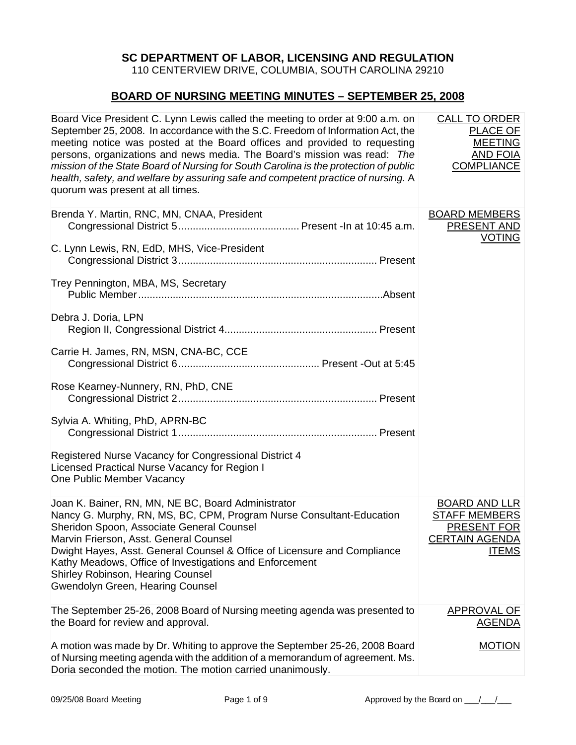**SC DEPARTMENT OF LABOR, LICENSING AND REGULATION**
110 CENTERVIEW DRIVE, COLUMBIA, SOUTH CAROLINA 29210

## BOARD OF NURSING MEETING MINUTES – SEPTEMBER 25, 2008

| | |
|---|---|
| Board Vice President C. Lynn Lewis called the meeting to order at 9:00 a.m. on September 25, 2008. In accordance with the S.C. Freedom of Information Act, the meeting notice was posted at the Board offices and provided to requesting persons, organizations and news media. The Board's mission was read: *The mission of the State Board of Nursing for South Carolina is the protection of public health, safety, and welfare by assuring safe and competent practice of nursing.* A quorum was present at all times. | CALL TO ORDER PLACE OF MEETING AND FOIA COMPLIANCE |
| Brenda Y. Martin, RNC, MN, CNAA, President<br>Congressional District 5 .......... Present -In at 10:45 a.m.<br><br>C. Lynn Lewis, RN, EdD, MHS, Vice-President<br>Congressional District 3 .......... Present<br><br>Trey Pennington, MBA, MS, Secretary<br>Public Member .......... Absent<br><br>Debra J. Doria, LPN<br>Region II, Congressional District 4 .......... Present<br><br>Carrie H. James, RN, MSN, CNA-BC, CCE<br>Congressional District 6 .......... Present -Out at 5:45<br><br>Rose Kearney-Nunnery, RN, PhD, CNE<br>Congressional District 2 .......... Present<br><br>Sylvia A. Whiting, PhD, APRN-BC<br>Congressional District 1 .......... Present<br><br>Registered Nurse Vacancy for Congressional District 4<br>Licensed Practical Nurse Vacancy for Region I<br>One Public Member Vacancy | BOARD MEMBERS PRESENT AND VOTING |
| Joan K. Bainer, RN, MN, NE BC, Board Administrator<br>Nancy G. Murphy, RN, MS, BC, CPM, Program Nurse Consultant-Education<br>Sheridon Spoon, Associate General Counsel<br>Marvin Frierson, Asst. General Counsel<br>Dwight Hayes, Asst. General Counsel & Office of Licensure and Compliance<br>Kathy Meadows, Office of Investigations and Enforcement<br>Shirley Robinson, Hearing Counsel<br>Gwendolyn Green, Hearing Counsel | BOARD AND LLR STAFF MEMBERS PRESENT FOR CERTAIN AGENDA ITEMS |
| The September 25-26, 2008 Board of Nursing meeting agenda was presented to the Board for review and approval. | APPROVAL OF AGENDA |
| A motion was made by Dr. Whiting to approve the September 25-26, 2008 Board of Nursing meeting agenda with the addition of a memorandum of agreement. Ms. Doria seconded the motion. The motion carried unanimously. | MOTION |

Approved by the Board on ___/___/___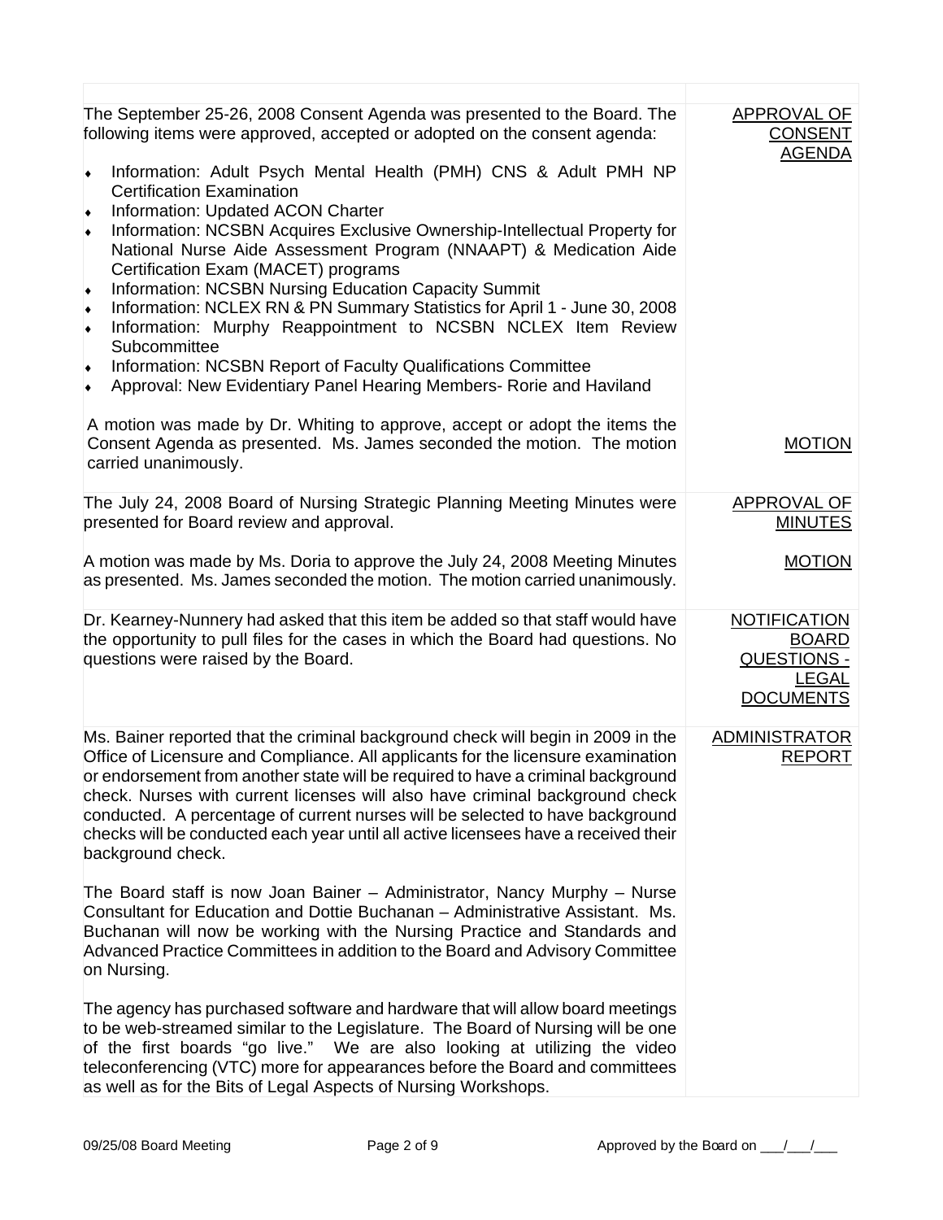| | |
|---|---|
| The September 25-26, 2008 Consent Agenda was presented to the Board. The following items were approved, accepted or adopted on the consent agenda:<br><br>♦ Information: Adult Psych Mental Health (PMH) CNS & Adult PMH NP Certification Examination<br>♦ Information: Updated ACON Charter<br>♦ Information: NCSBN Acquires Exclusive Ownership-Intellectual Property for National Nurse Aide Assessment Program (NNAAPT) & Medication Aide Certification Exam (MACET) programs<br>♦ Information: NCSBN Nursing Education Capacity Summit<br>♦ Information: NCLEX RN & PN Summary Statistics for April 1 - June 30, 2008<br>♦ Information: Murphy Reappointment to NCSBN NCLEX Item Review Subcommittee<br>♦ Information: NCSBN Report of Faculty Qualifications Committee<br>♦ Approval: New Evidentiary Panel Hearing Members- Rorie and Haviland | APPROVAL OF CONSENT AGENDA |
| A motion was made by Dr. Whiting to approve, accept or adopt the items the Consent Agenda as presented. Ms. James seconded the motion. The motion carried unanimously. | MOTION |
| The July 24, 2008 Board of Nursing Strategic Planning Meeting Minutes were presented for Board review and approval. | APPROVAL OF MINUTES |
| A motion was made by Ms. Doria to approve the July 24, 2008 Meeting Minutes as presented. Ms. James seconded the motion. The motion carried unanimously. | MOTION |
| Dr. Kearney-Nunnery had asked that this item be added so that staff would have the opportunity to pull files for the cases in which the Board had questions. No questions were raised by the Board. | NOTIFICATION BOARD QUESTIONS - LEGAL DOCUMENTS |
| Ms. Bainer reported that the criminal background check will begin in 2009 in the Office of Licensure and Compliance. All applicants for the licensure examination or endorsement from another state will be required to have a criminal background check. Nurses with current licenses will also have criminal background check conducted. A percentage of current nurses will be selected to have background checks will be conducted each year until all active licensees have a received their background check.<br><br>The Board staff is now Joan Bainer – Administrator, Nancy Murphy – Nurse Consultant for Education and Dottie Buchanan – Administrative Assistant. Ms. Buchanan will now be working with the Nursing Practice and Standards and Advanced Practice Committees in addition to the Board and Advisory Committee on Nursing.<br><br>The agency has purchased software and hardware that will allow board meetings to be web-streamed similar to the Legislature. The Board of Nursing will be one of the first boards "go live." We are also looking at utilizing the video teleconferencing (VTC) more for appearances before the Board and committees as well as for the Bits of Legal Aspects of Nursing Workshops. | ADMINISTRATOR REPORT |

09/25/08 Board Meeting Approved by the Board on ___/___/___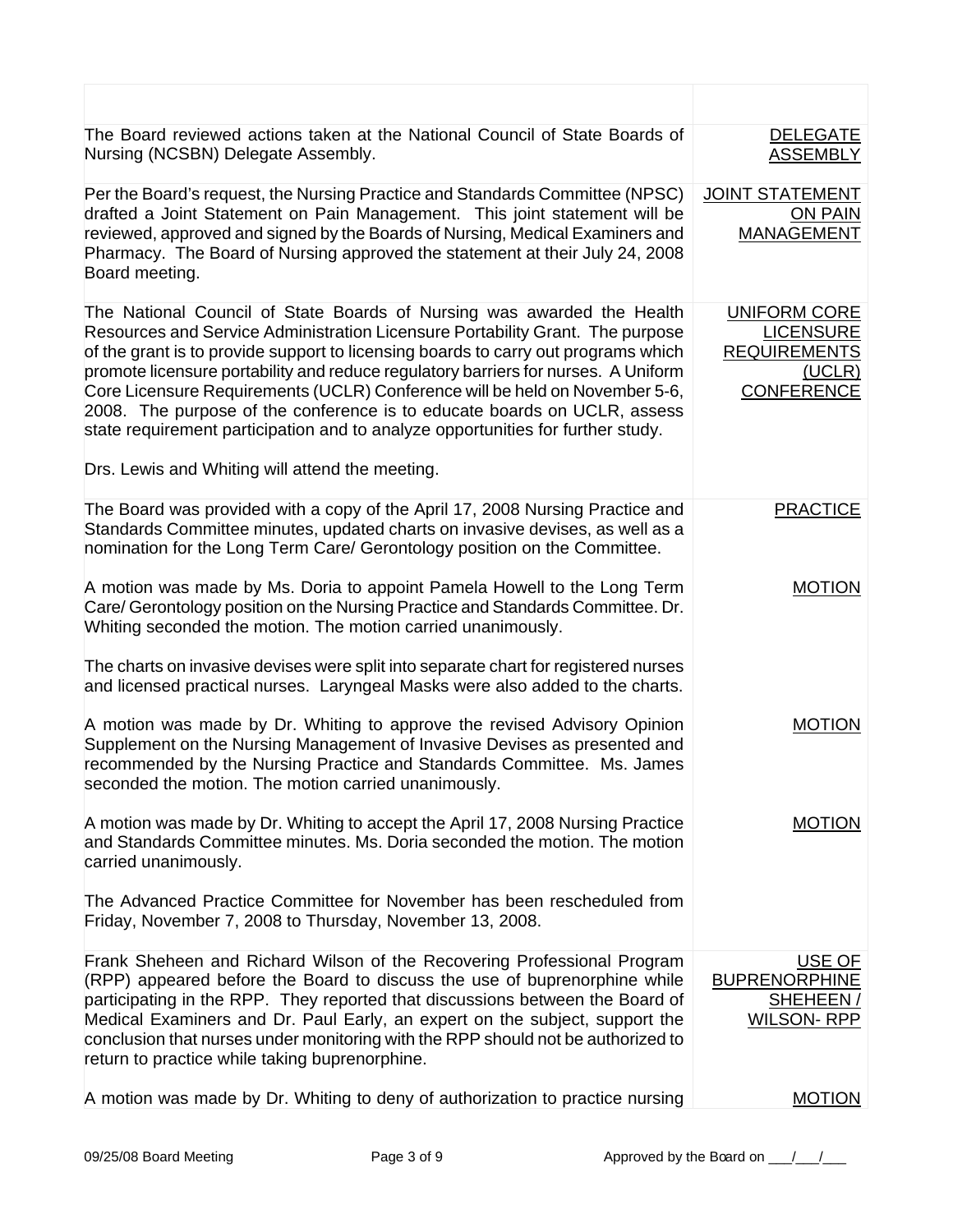| | |
|---|---|
| The Board reviewed actions taken at the National Council of State Boards of Nursing (NCSBN) Delegate Assembly. | DELEGATE ASSEMBLY |
| Per the Board's request, the Nursing Practice and Standards Committee (NPSC) drafted a Joint Statement on Pain Management. This joint statement will be reviewed, approved and signed by the Boards of Nursing, Medical Examiners and Pharmacy. The Board of Nursing approved the statement at their July 24, 2008 Board meeting. | JOINT STATEMENT ON PAIN MANAGEMENT |
| The National Council of State Boards of Nursing was awarded the Health Resources and Service Administration Licensure Portability Grant. The purpose of the grant is to provide support to licensing boards to carry out programs which promote licensure portability and reduce regulatory barriers for nurses. A Uniform Core Licensure Requirements (UCLR) Conference will be held on November 5-6, 2008. The purpose of the conference is to educate boards on UCLR, assess state requirement participation and to analyze opportunities for further study.<br><br>Drs. Lewis and Whiting will attend the meeting. | UNIFORM CORE LICENSURE REQUIREMENTS (UCLR) CONFERENCE |
| The Board was provided with a copy of the April 17, 2008 Nursing Practice and Standards Committee minutes, updated charts on invasive devises, as well as a nomination for the Long Term Care/ Gerontology position on the Committee. | PRACTICE |
| A motion was made by Ms. Doria to appoint Pamela Howell to the Long Term Care/ Gerontology position on the Nursing Practice and Standards Committee. Dr. Whiting seconded the motion. The motion carried unanimously. | MOTION |
| The charts on invasive devises were split into separate chart for registered nurses and licensed practical nurses. Laryngeal Masks were also added to the charts. | |
| A motion was made by Dr. Whiting to approve the revised Advisory Opinion Supplement on the Nursing Management of Invasive Devises as presented and recommended by the Nursing Practice and Standards Committee. Ms. James seconded the motion. The motion carried unanimously. | MOTION |
| A motion was made by Dr. Whiting to accept the April 17, 2008 Nursing Practice and Standards Committee minutes. Ms. Doria seconded the motion. The motion carried unanimously. | MOTION |
| The Advanced Practice Committee for November has been rescheduled from Friday, November 7, 2008 to Thursday, November 13, 2008. | |
| Frank Sheheen and Richard Wilson of the Recovering Professional Program (RPP) appeared before the Board to discuss the use of buprenorphine while participating in the RPP. They reported that discussions between the Board of Medical Examiners and Dr. Paul Early, an expert on the subject, support the conclusion that nurses under monitoring with the RPP should not be authorized to return to practice while taking buprenorphine. | USE OF BUPRENORPHINE SHEHEEN / WILSON- RPP |
| A motion was made by Dr. Whiting to deny of authorization to practice nursing | MOTION |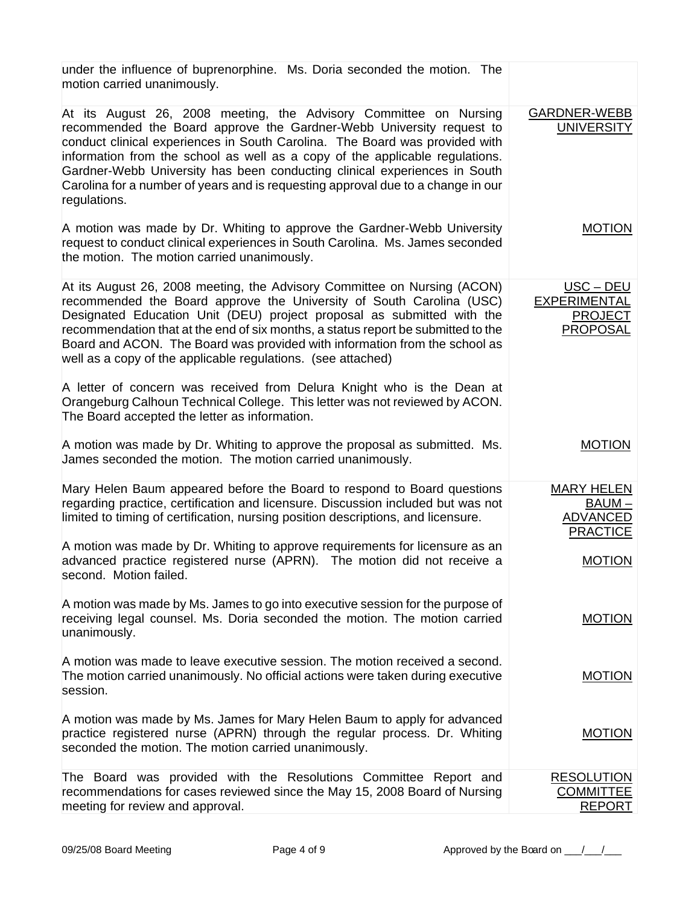| | |
|---|---|
| under the influence of buprenorphine. Ms. Doria seconded the motion. The motion carried unanimously. | |
| At its August 26, 2008 meeting, the Advisory Committee on Nursing recommended the Board approve the Gardner-Webb University request to conduct clinical experiences in South Carolina. The Board was provided with information from the school as well as a copy of the applicable regulations. Gardner-Webb University has been conducting clinical experiences in South Carolina for a number of years and is requesting approval due to a change in our regulations.<br><br>A motion was made by Dr. Whiting to approve the Gardner-Webb University request to conduct clinical experiences in South Carolina. Ms. James seconded the motion. The motion carried unanimously. | GARDNER-WEBB UNIVERSITY<br><br>MOTION |
| At its August 26, 2008 meeting, the Advisory Committee on Nursing (ACON) recommended the Board approve the University of South Carolina (USC) Designated Education Unit (DEU) project proposal as submitted with the recommendation that at the end of six months, a status report be submitted to the Board and ACON. The Board was provided with information from the school as well as a copy of the applicable regulations. (see attached)<br><br>A letter of concern was received from Delura Knight who is the Dean at Orangeburg Calhoun Technical College. This letter was not reviewed by ACON. The Board accepted the letter as information.<br><br>A motion was made by Dr. Whiting to approve the proposal as submitted. Ms. James seconded the motion. The motion carried unanimously. | USC – DEU EXPERIMENTAL PROJECT PROPOSAL<br><br>MOTION |
| Mary Helen Baum appeared before the Board to respond to Board questions regarding practice, certification and licensure. Discussion included but was not limited to timing of certification, nursing position descriptions, and licensure.<br><br>A motion was made by Dr. Whiting to approve requirements for licensure as an advanced practice registered nurse (APRN). The motion did not receive a second. Motion failed.<br><br>A motion was made by Ms. James to go into executive session for the purpose of receiving legal counsel. Ms. Doria seconded the motion. The motion carried unanimously.<br><br>A motion was made to leave executive session. The motion received a second. The motion carried unanimously. No official actions were taken during executive session.<br><br>A motion was made by Ms. James for Mary Helen Baum to apply for advanced practice registered nurse (APRN) through the regular process. Dr. Whiting seconded the motion. The motion carried unanimously. | MARY HELEN BAUM – ADVANCED PRACTICE<br><br>MOTION<br><br>MOTION<br><br>MOTION<br><br>MOTION |
| The Board was provided with the Resolutions Committee Report and recommendations for cases reviewed since the May 15, 2008 Board of Nursing meeting for review and approval. | RESOLUTION COMMITTEE REPORT |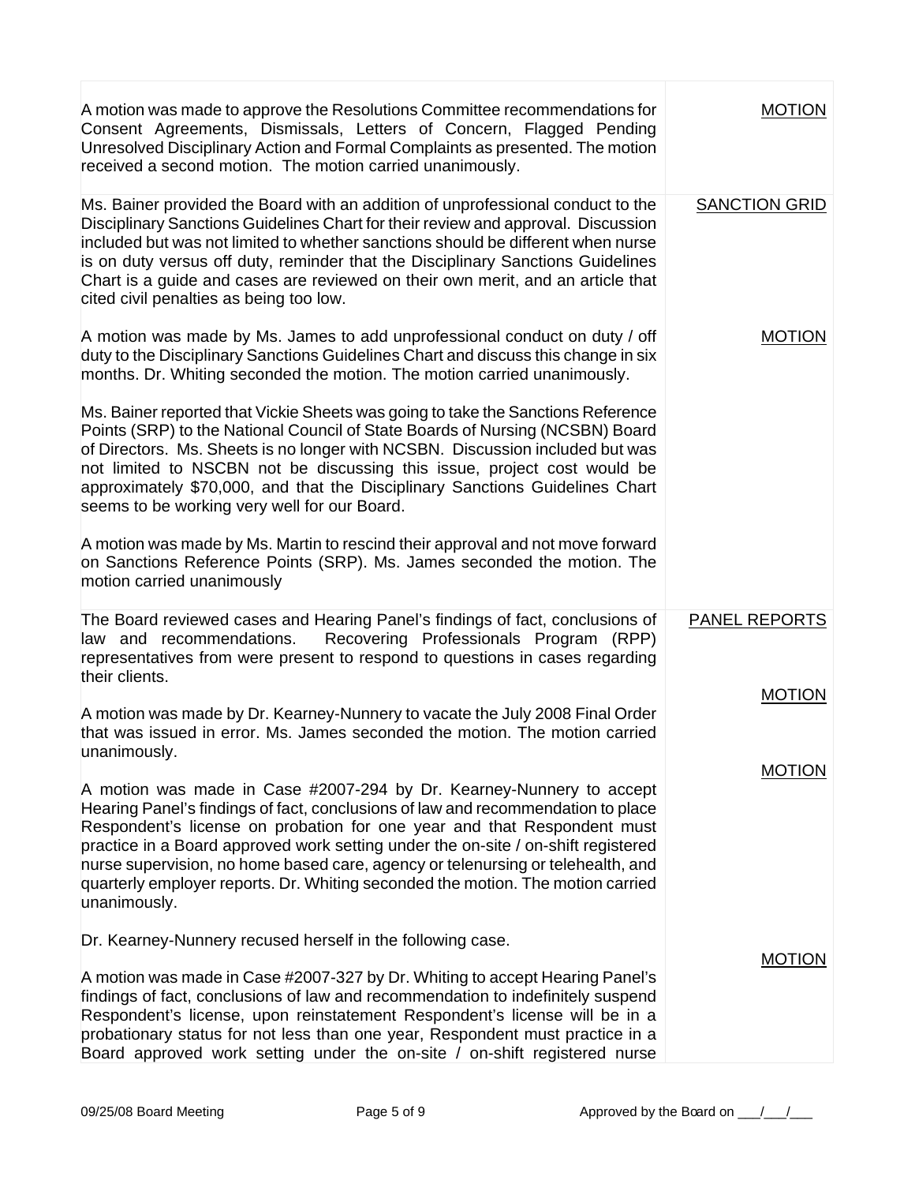| | |
|---|---|
| A motion was made to approve the Resolutions Committee recommendations for Consent Agreements, Dismissals, Letters of Concern, Flagged Pending Unresolved Disciplinary Action and Formal Complaints as presented. The motion received a second motion. The motion carried unanimously. | MOTION |
| Ms. Bainer provided the Board with an addition of unprofessional conduct to the Disciplinary Sanctions Guidelines Chart for their review and approval. Discussion included but was not limited to whether sanctions should be different when nurse is on duty versus off duty, reminder that the Disciplinary Sanctions Guidelines Chart is a guide and cases are reviewed on their own merit, and an article that cited civil penalties as being too low. | SANCTION GRID |
| A motion was made by Ms. James to add unprofessional conduct on duty / off duty to the Disciplinary Sanctions Guidelines Chart and discuss this change in six months. Dr. Whiting seconded the motion. The motion carried unanimously. | MOTION |
| Ms. Bainer reported that Vickie Sheets was going to take the Sanctions Reference Points (SRP) to the National Council of State Boards of Nursing (NCSBN) Board of Directors. Ms. Sheets is no longer with NCSBN. Discussion included but was not limited to NSCBN not be discussing this issue, project cost would be approximately $70,000, and that the Disciplinary Sanctions Guidelines Chart seems to be working very well for our Board. | |
| A motion was made by Ms. Martin to rescind their approval and not move forward on Sanctions Reference Points (SRP). Ms. James seconded the motion. The motion carried unanimously | |
| The Board reviewed cases and Hearing Panel's findings of fact, conclusions of law and recommendations. Recovering Professionals Program (RPP) representatives from were present to respond to questions in cases regarding their clients. | PANEL REPORTS |
| A motion was made by Dr. Kearney-Nunnery to vacate the July 2008 Final Order that was issued in error. Ms. James seconded the motion. The motion carried unanimously. | MOTION |
| A motion was made in Case #2007-294 by Dr. Kearney-Nunnery to accept Hearing Panel's findings of fact, conclusions of law and recommendation to place Respondent's license on probation for one year and that Respondent must practice in a Board approved work setting under the on-site / on-shift registered nurse supervision, no home based care, agency or telenursing or telehealth, and quarterly employer reports. Dr. Whiting seconded the motion. The motion carried unanimously. | MOTION |
| Dr. Kearney-Nunnery recused herself in the following case. | |
| A motion was made in Case #2007-327 by Dr. Whiting to accept Hearing Panel's findings of fact, conclusions of law and recommendation to indefinitely suspend Respondent's license, upon reinstatement Respondent's license will be in a probationary status for not less than one year, Respondent must practice in a Board approved work setting under the on-site / on-shift registered nurse | MOTION |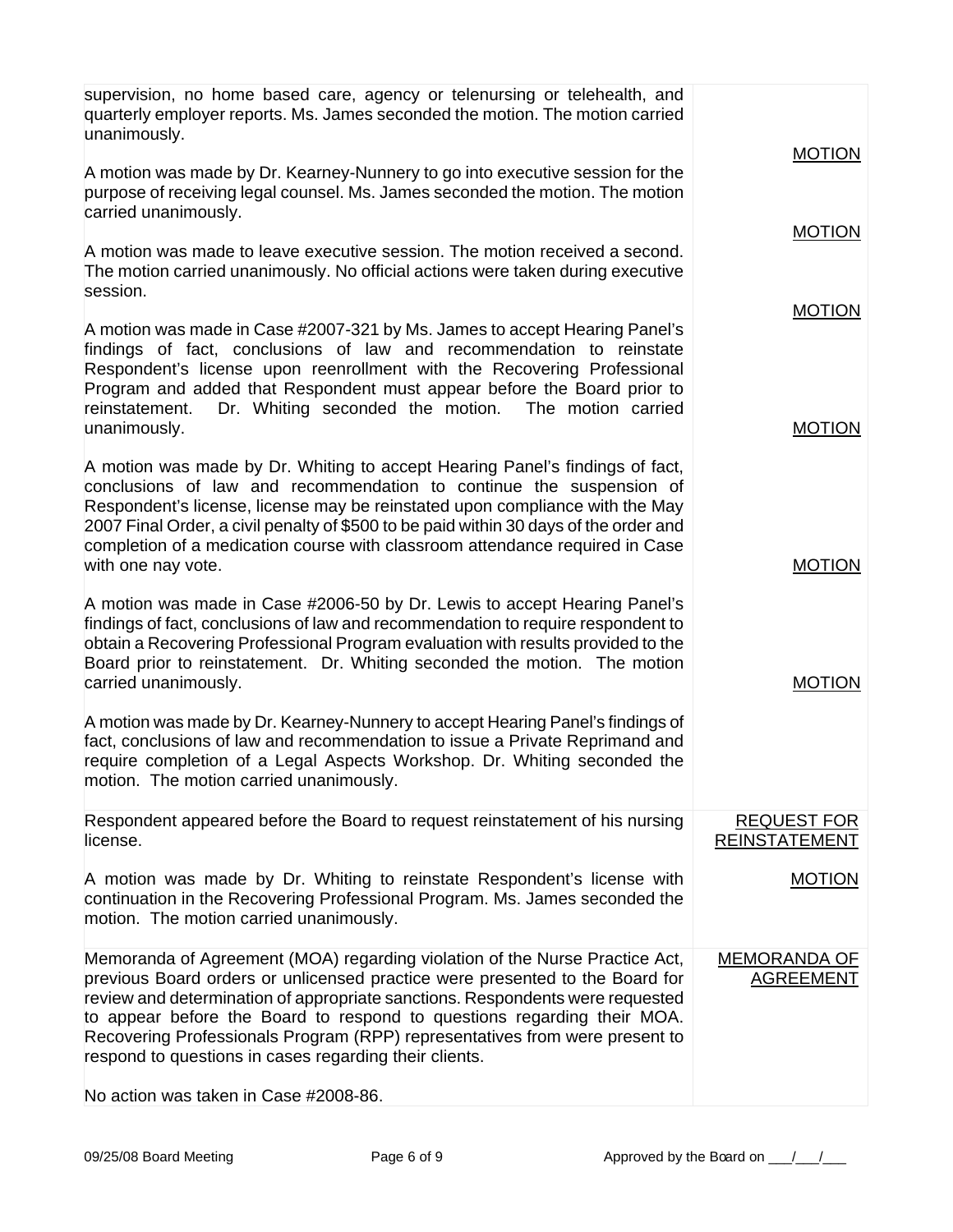| | |
|---|---|
| supervision, no home based care, agency or telenursing or telehealth, and quarterly employer reports. Ms. James seconded the motion. The motion carried unanimously. | |
| A motion was made by Dr. Kearney-Nunnery to go into executive session for the purpose of receiving legal counsel. Ms. James seconded the motion. The motion carried unanimously. | MOTION |
| A motion was made to leave executive session. The motion received a second. The motion carried unanimously. No official actions were taken during executive session. | MOTION |
| A motion was made in Case #2007-321 by Ms. James to accept Hearing Panel's findings of fact, conclusions of law and recommendation to reinstate Respondent's license upon reenrollment with the Recovering Professional Program and added that Respondent must appear before the Board prior to reinstatement. Dr. Whiting seconded the motion. The motion carried unanimously. | MOTION |
| A motion was made by Dr. Whiting to accept Hearing Panel's findings of fact, conclusions of law and recommendation to continue the suspension of Respondent's license, license may be reinstated upon compliance with the May 2007 Final Order, a civil penalty of $500 to be paid within 30 days of the order and completion of a medication course with classroom attendance required in Case with one nay vote. | MOTION |
| A motion was made in Case #2006-50 by Dr. Lewis to accept Hearing Panel's findings of fact, conclusions of law and recommendation to require respondent to obtain a Recovering Professional Program evaluation with results provided to the Board prior to reinstatement. Dr. Whiting seconded the motion. The motion carried unanimously. | MOTION |
| A motion was made by Dr. Kearney-Nunnery to accept Hearing Panel's findings of fact, conclusions of law and recommendation to issue a Private Reprimand and require completion of a Legal Aspects Workshop. Dr. Whiting seconded the motion. The motion carried unanimously. | MOTION |
| Respondent appeared before the Board to request reinstatement of his nursing license. | REQUEST FOR REINSTATEMENT |
| A motion was made by Dr. Whiting to reinstate Respondent's license with continuation in the Recovering Professional Program. Ms. James seconded the motion. The motion carried unanimously. | MOTION |
| Memoranda of Agreement (MOA) regarding violation of the Nurse Practice Act, previous Board orders or unlicensed practice were presented to the Board for review and determination of appropriate sanctions. Respondents were requested to appear before the Board to respond to questions regarding their MOA. Recovering Professionals Program (RPP) representatives from were present to respond to questions in cases regarding their clients.<br><br>No action was taken in Case #2008-86. | MEMORANDA OF AGREEMENT |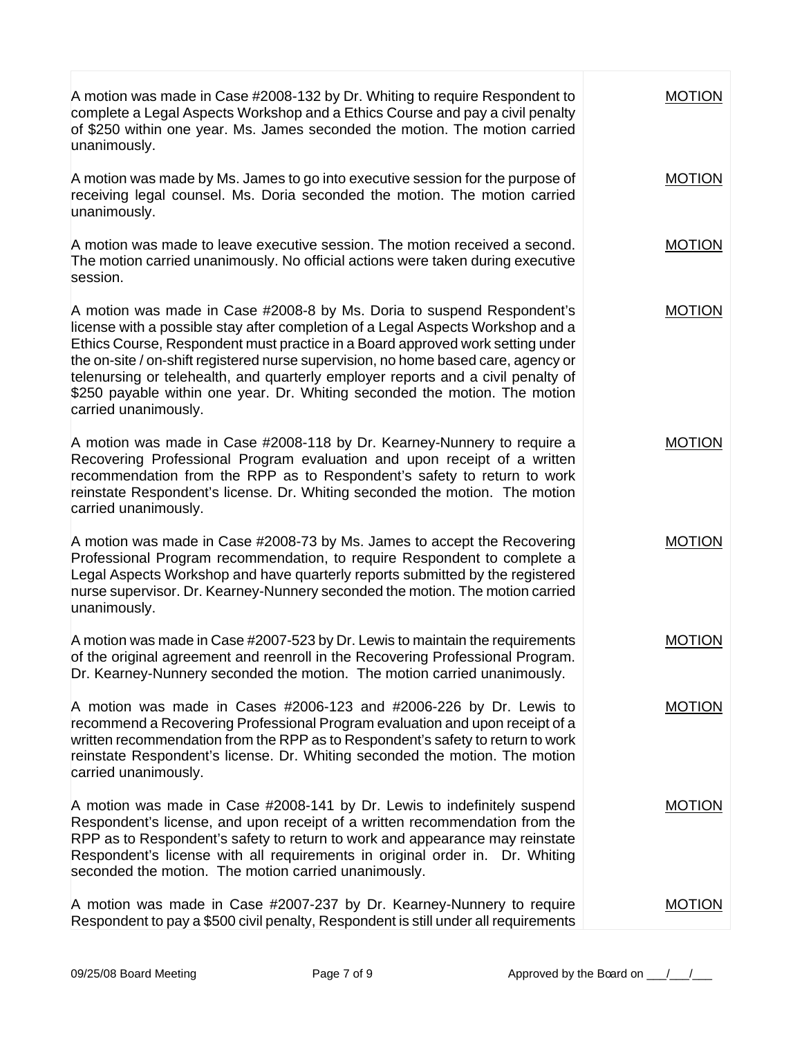| | |
|---|---|
| A motion was made in Case #2008-132 by Dr. Whiting to require Respondent to complete a Legal Aspects Workshop and a Ethics Course and pay a civil penalty of $250 within one year. Ms. James seconded the motion. The motion carried unanimously. | <u>MOTION</u> |
| A motion was made by Ms. James to go into executive session for the purpose of receiving legal counsel. Ms. Doria seconded the motion. The motion carried unanimously. | <u>MOTION</u> |
| A motion was made to leave executive session. The motion received a second. The motion carried unanimously. No official actions were taken during executive session. | <u>MOTION</u> |
| A motion was made in Case #2008-8 by Ms. Doria to suspend Respondent's license with a possible stay after completion of a Legal Aspects Workshop and a Ethics Course, Respondent must practice in a Board approved work setting under the on-site / on-shift registered nurse supervision, no home based care, agency or telenursing or telehealth, and quarterly employer reports and a civil penalty of $250 payable within one year. Dr. Whiting seconded the motion. The motion carried unanimously. | <u>MOTION</u> |
| A motion was made in Case #2008-118 by Dr. Kearney-Nunnery to require a Recovering Professional Program evaluation and upon receipt of a written recommendation from the RPP as to Respondent's safety to return to work reinstate Respondent's license. Dr. Whiting seconded the motion. The motion carried unanimously. | <u>MOTION</u> |
| A motion was made in Case #2008-73 by Ms. James to accept the Recovering Professional Program recommendation, to require Respondent to complete a Legal Aspects Workshop and have quarterly reports submitted by the registered nurse supervisor. Dr. Kearney-Nunnery seconded the motion. The motion carried unanimously. | <u>MOTION</u> |
| A motion was made in Case #2007-523 by Dr. Lewis to maintain the requirements of the original agreement and reenroll in the Recovering Professional Program. Dr. Kearney-Nunnery seconded the motion. The motion carried unanimously. | <u>MOTION</u> |
| A motion was made in Cases #2006-123 and #2006-226 by Dr. Lewis to recommend a Recovering Professional Program evaluation and upon receipt of a written recommendation from the RPP as to Respondent's safety to return to work reinstate Respondent's license. Dr. Whiting seconded the motion. The motion carried unanimously. | <u>MOTION</u> |
| A motion was made in Case #2008-141 by Dr. Lewis to indefinitely suspend Respondent's license, and upon receipt of a written recommendation from the RPP as to Respondent's safety to return to work and appearance may reinstate Respondent's license with all requirements in original order in. Dr. Whiting seconded the motion. The motion carried unanimously. | <u>MOTION</u> |
| A motion was made in Case #2007-237 by Dr. Kearney-Nunnery to require Respondent to pay a $500 civil penalty, Respondent is still under all requirements | <u>MOTION</u> |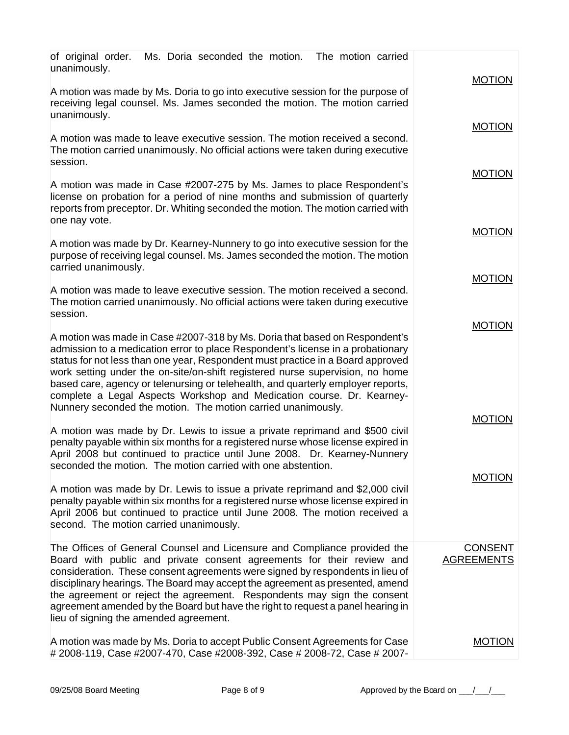| | |
|---|---|
| of original order. Ms. Doria seconded the motion. The motion carried unanimously. | |
| A motion was made by Ms. Doria to go into executive session for the purpose of receiving legal counsel. Ms. James seconded the motion. The motion carried unanimously. | <u>MOTION</u> |
| A motion was made to leave executive session. The motion received a second. The motion carried unanimously. No official actions were taken during executive session. | <u>MOTION</u> |
| A motion was made in Case #2007-275 by Ms. James to place Respondent's license on probation for a period of nine months and submission of quarterly reports from preceptor. Dr. Whiting seconded the motion. The motion carried with one nay vote. | <u>MOTION</u> |
| A motion was made by Dr. Kearney-Nunnery to go into executive session for the purpose of receiving legal counsel. Ms. James seconded the motion. The motion carried unanimously. | <u>MOTION</u> |
| A motion was made to leave executive session. The motion received a second. The motion carried unanimously. No official actions were taken during executive session. | <u>MOTION</u> |
| A motion was made in Case #2007-318 by Ms. Doria that based on Respondent's admission to a medication error to place Respondent's license in a probationary status for not less than one year, Respondent must practice in a Board approved work setting under the on-site/on-shift registered nurse supervision, no home based care, agency or telenursing or telehealth, and quarterly employer reports, complete a Legal Aspects Workshop and Medication course. Dr. Kearney-Nunnery seconded the motion. The motion carried unanimously. | <u>MOTION</u> |
| A motion was made by Dr. Lewis to issue a private reprimand and $500 civil penalty payable within six months for a registered nurse whose license expired in April 2008 but continued to practice until June 2008. Dr. Kearney-Nunnery seconded the motion. The motion carried with one abstention. | <u>MOTION</u> |
| A motion was made by Dr. Lewis to issue a private reprimand and $2,000 civil penalty payable within six months for a registered nurse whose license expired in April 2006 but continued to practice until June 2008. The motion received a second. The motion carried unanimously. | <u>MOTION</u> |
| The Offices of General Counsel and Licensure and Compliance provided the Board with public and private consent agreements for their review and consideration. These consent agreements were signed by respondents in lieu of disciplinary hearings. The Board may accept the agreement as presented, amend the agreement or reject the agreement. Respondents may sign the consent agreement amended by the Board but have the right to request a panel hearing in lieu of signing the amended agreement. | <u>CONSENT AGREEMENTS</u> |
| A motion was made by Ms. Doria to accept Public Consent Agreements for Case # 2008-119, Case #2007-470, Case #2008-392, Case # 2008-72, Case # 2007- | <u>MOTION</u> |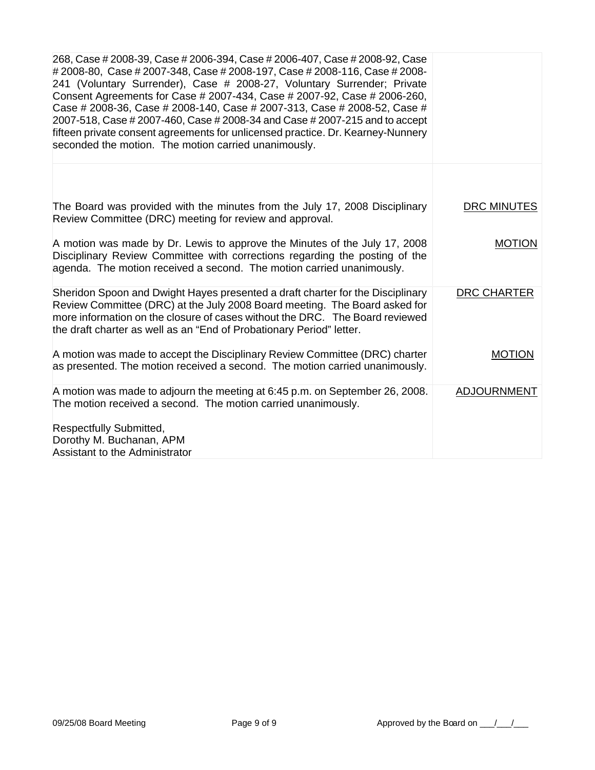| | |
|---|---|
| 268, Case # 2008-39, Case # 2006-394, Case # 2006-407, Case # 2008-92, Case # 2008-80, Case # 2007-348, Case # 2008-197, Case # 2008-116, Case # 2008-241 (Voluntary Surrender), Case # 2008-27, Voluntary Surrender; Private Consent Agreements for Case # 2007-434, Case # 2007-92, Case # 2006-260, Case # 2008-36, Case # 2008-140, Case # 2007-313, Case # 2008-52, Case # 2007-518, Case # 2007-460, Case # 2008-34 and Case # 2007-215 and to accept fifteen private consent agreements for unlicensed practice. Dr. Kearney-Nunnery seconded the motion. The motion carried unanimously. | |
| The Board was provided with the minutes from the July 17, 2008 Disciplinary Review Committee (DRC) meeting for review and approval. | DRC MINUTES |
| A motion was made by Dr. Lewis to approve the Minutes of the July 17, 2008 Disciplinary Review Committee with corrections regarding the posting of the agenda. The motion received a second. The motion carried unanimously. | MOTION |
| Sheridon Spoon and Dwight Hayes presented a draft charter for the Disciplinary Review Committee (DRC) at the July 2008 Board meeting. The Board asked for more information on the closure of cases without the DRC. The Board reviewed the draft charter as well as an "End of Probationary Period" letter. | DRC CHARTER |
| A motion was made to accept the Disciplinary Review Committee (DRC) charter as presented. The motion received a second. The motion carried unanimously. | MOTION |
| A motion was made to adjourn the meeting at 6:45 p.m. on September 26, 2008. The motion received a second. The motion carried unanimously. | ADJOURNMENT |
| Respectfully Submitted,<br>Dorothy M. Buchanan, APM<br>Assistant to the Administrator | |

09/25/08 Board Meeting

Approved by the Board on \_\_\_/\_\_\_/\_\_\_